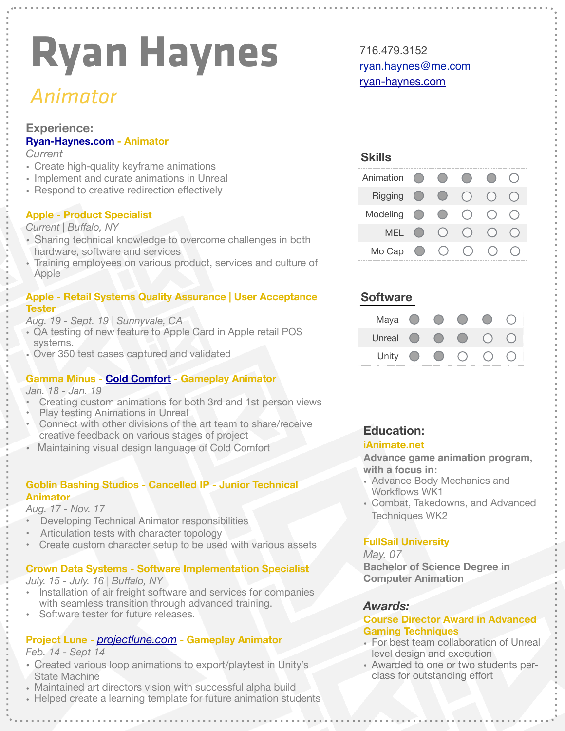# Ryan Haynes

*Animator*

716.479.3152
ryan.haynes@me.com
ryan-haynes.com

## Experience:

**Ryan-Haynes.com - Animator**
*Current*
- Create high-quality keyframe animations
- Implement and curate animations in Unreal
- Respond to creative redirection effectively

**Apple - Product Specialist**
*Current | Buffalo, NY*
- Sharing technical knowledge to overcome challenges in both hardware, software and services
- Training employees on various product, services and culture of Apple

**Apple - Retail Systems Quality Assurance | User Acceptance Tester**
*Aug. 19 - Sept. 19 | Sunnyvale, CA*
- QA testing of new feature to Apple Card in Apple retail POS systems.
- Over 350 test cases captured and validated

**Gamma Minus - Cold Comfort - Gameplay Animator**
*Jan. 18 - Jan. 19*
- Creating custom animations for both 3rd and 1st person views
- Play testing Animations in Unreal
- Connect with other divisions of the art team to share/receive creative feedback on various stages of project
- Maintaining visual design language of Cold Comfort

**Goblin Bashing Studios - Cancelled IP - Junior Technical Animator**
*Aug. 17 - Nov. 17*
- Developing Technical Animator responsibilities
- Articulation tests with character topology
- Create custom character setup to be used with various assets

**Crown Data Systems - Software Implementation Specialist**
*July. 15 - July. 16 | Buffalo, NY*
- Installation of air freight software and services for companies with seamless transition through advanced training.
- Software tester for future releases.

**Project Lune - *projectlune.com* - Gameplay Animator**
*Feb. 14 - Sept 14*
- Created various loop animations to export/playtest in Unity's State Machine
- Maintained art directors vision with successful alpha build
- Helped create a learning template for future animation students

## Skills

| Skill | Rating |
|---|---|
| Animation | ●●●●○ |
| Rigging | ●●○○○ |
| Modeling | ●●○○○ |
| MEL | ●○○○○ |
| Mo Cap | ●○○○○ |

## Software

| Software | Rating |
|---|---|
| Maya | ●●●●○ |
| Unreal | ●●●○○ |
| Unity | ●●○○○ |

## Education:

**iAnimate.net**
**Advance game animation program, with a focus in:**
- Advance Body Mechanics and Workflows WK1
- Combat, Takedowns, and Advanced Techniques WK2

**FullSail University**
*May. 07*
**Bachelor of Science Degree in Computer Animation**

## *Awards:*

**Course Director Award in Advanced Gaming Techniques**
- For best team collaboration of Unreal level design and execution
- Awarded to one or two students per-class for outstanding effort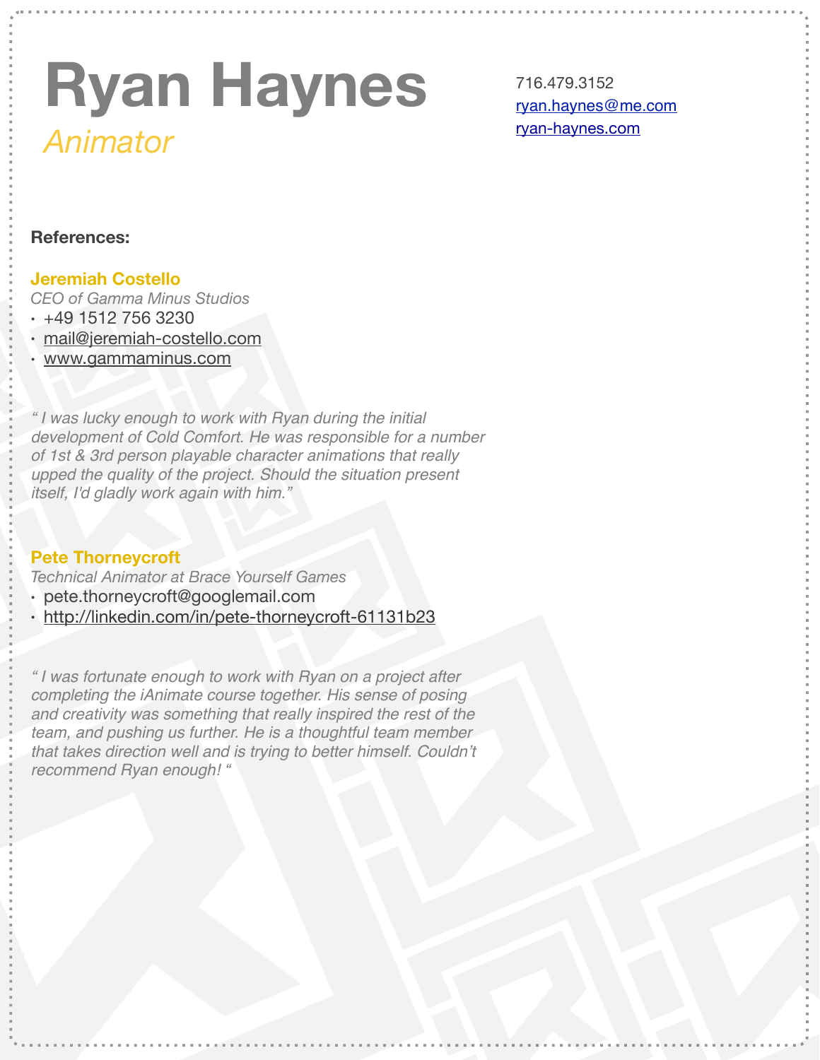# Ryan Haynes

*Animator*

716.479.3152
ryan.haynes@me.com
ryan-haynes.com

**References:**

**Jeremiah Costello**
*CEO of Gamma Minus Studios*

- +49 1512 756 3230
- mail@jeremiah-costello.com
- www.gammaminus.com

*" I was lucky enough to work with Ryan during the initial development of Cold Comfort. He was responsible for a number of 1st & 3rd person playable character animations that really upped the quality of the project. Should the situation present itself, I'd gladly work again with him."*

**Pete Thorneycroft**
*Technical Animator at Brace Yourself Games*

- pete.thorneycroft@googlemail.com
- http://linkedin.com/in/pete-thorneycroft-61131b23

*" I was fortunate enough to work with Ryan on a project after completing the iAnimate course together. His sense of posing and creativity was something that really inspired the rest of the team, and pushing us further. He is a thoughtful team member that takes direction well and is trying to better himself. Couldn't recommend Ryan enough! "*